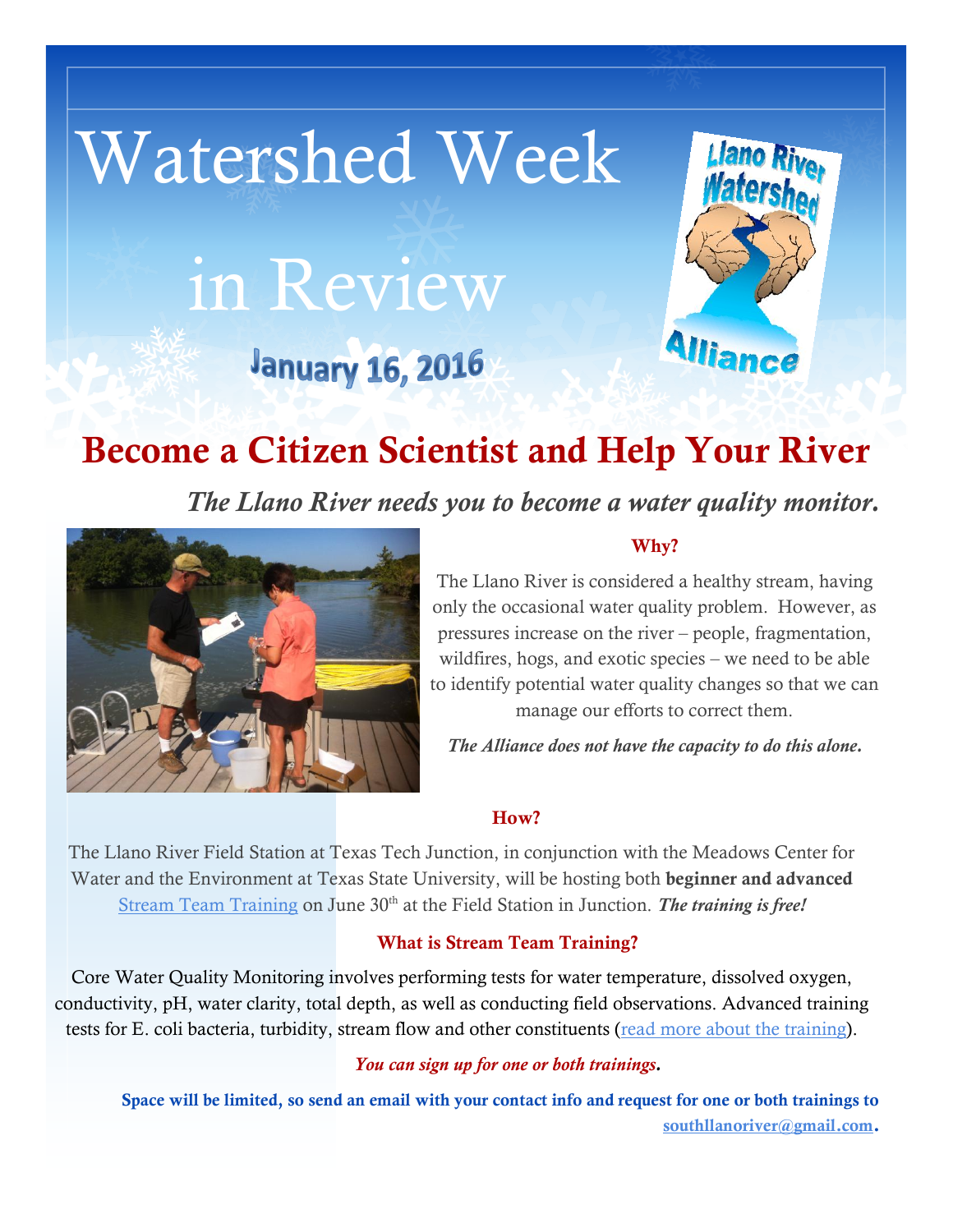# Watershed Week in Review

**January 16, 2016**

Llano River Watershed Alliance

## Become a Citizen Scientist and Help Your River

*The Llano River needs you to become a water quality monitor.*

### Why?

The Llano River is considered a healthy stream, having only the occasional water quality problem. However, as pressures increase on the river – people, fragmentation, wildfires, hogs, and exotic species – we need to be able to identify potential water quality changes so that we can manage our efforts to correct them.

***The Alliance does not have the capacity to do this alone.***

### How?

The Llano River Field Station at Texas Tech Junction, in conjunction with the Meadows Center for Water and the Environment at Texas State University, will be hosting both **beginner and advanced** Stream Team Training on June 30th at the Field Station in Junction. ***The training is free!***

### What is Stream Team Training?

Core Water Quality Monitoring involves performing tests for water temperature, dissolved oxygen, conductivity, pH, water clarity, total depth, as well as conducting field observations. Advanced training tests for E. coli bacteria, turbidity, stream flow and other constituents (read more about the training).

*You can sign up for one or both trainings.*

**Space will be limited, so send an email with your contact info and request for one or both trainings to southllanoriver@gmail.com.**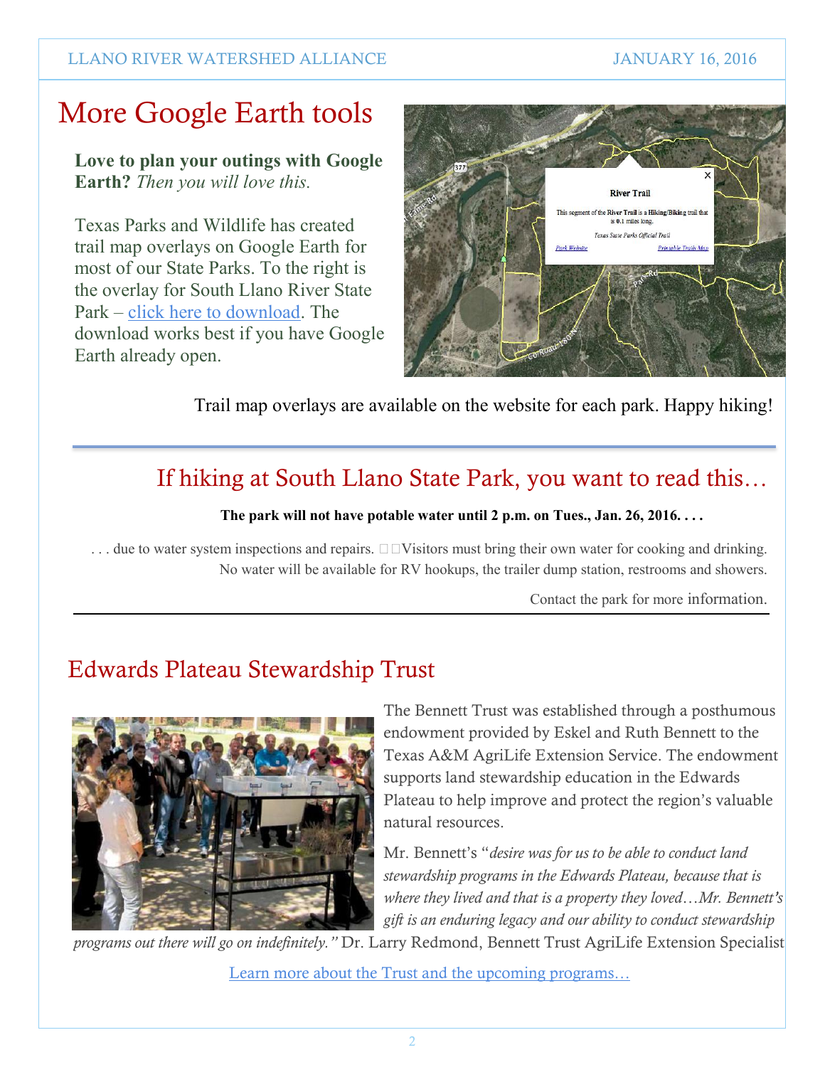# More Google Earth tools

**Love to plan your outings with Google Earth?** *Then you will love this.*

Texas Parks and Wildlife has created trail map overlays on Google Earth for most of our State Parks. To the right is the overlay for South Llano River State Park – click here to download. The download works best if you have Google Earth already open.

Trail map overlays are available on the website for each park. Happy hiking!

---

## If hiking at South Llano State Park, you want to read this…

**The park will not have potable water until 2 p.m. on Tues., Jan. 26, 2016. . . .**

. . . due to water system inspections and repairs. Visitors must bring their own water for cooking and drinking. No water will be available for RV hookups, the trailer dump station, restrooms and showers.

Contact the park for more information.

---

## Edwards Plateau Stewardship Trust

The Bennett Trust was established through a posthumous endowment provided by Eskel and Ruth Bennett to the Texas A&M AgriLife Extension Service. The endowment supports land stewardship education in the Edwards Plateau to help improve and protect the region's valuable natural resources.

Mr. Bennett's "*desire was for us to be able to conduct land stewardship programs in the Edwards Plateau, because that is where they lived and that is a property they loved…Mr. Bennett's gift is an enduring legacy and our ability to conduct stewardship programs out there will go on indefinitely.*" Dr. Larry Redmond, Bennett Trust AgriLife Extension Specialist

Learn more about the Trust and the upcoming programs…